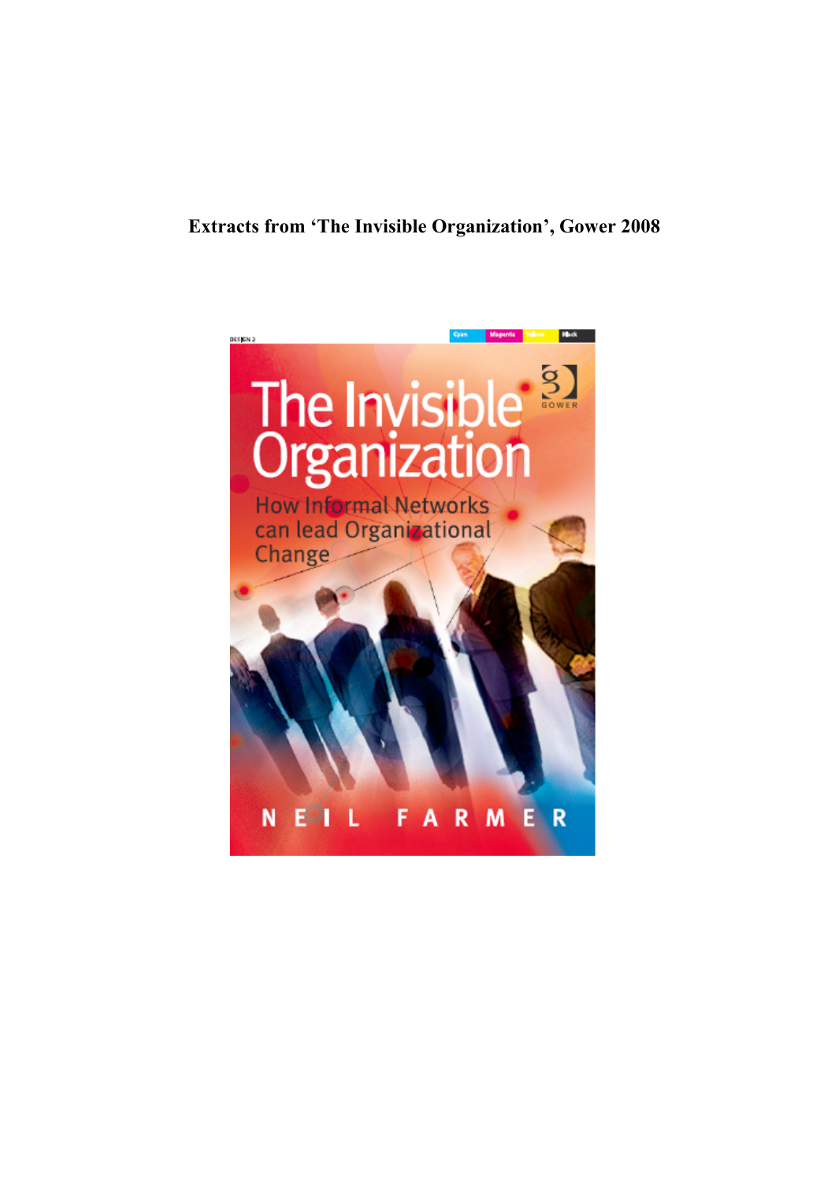**Extracts from 'The Invisible Organization', Gower 2008**

# The Invisible Organization

## How Informal Networks can lead Organizational Change

NEIL FARMER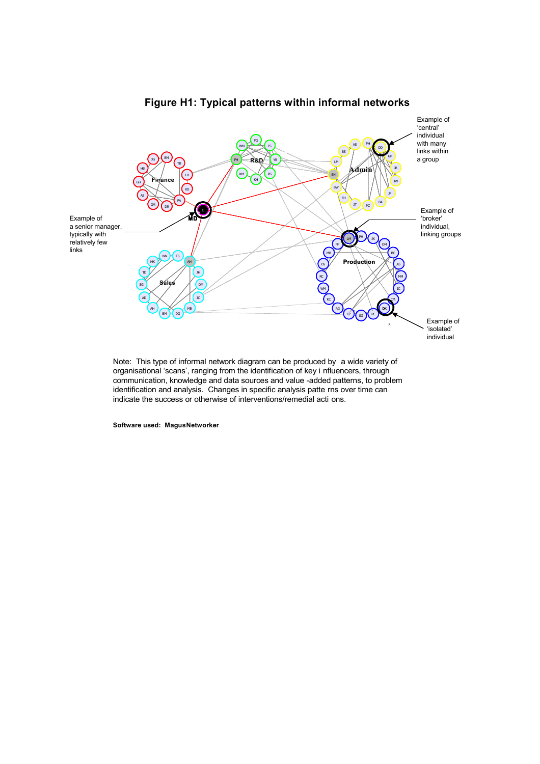## Figure H1: Typical patterns within informal networks

Example of 'central' individual with many links within a group

Example of a senior manager, typically with relatively few links

Example of 'broker' individual, linking groups

Example of 'isolated' individual

Note: This type of informal network diagram can be produced by a wide variety of organisational 'scans', ranging from the identification of key i nfluencers, through communication, knowledge and data sources and value -added patterns, to problem identification and analysis. Changes in specific analysis patte rns over time can indicate the success or otherwise of interventions/remedial acti ons.

**Software used: MagusNetworker**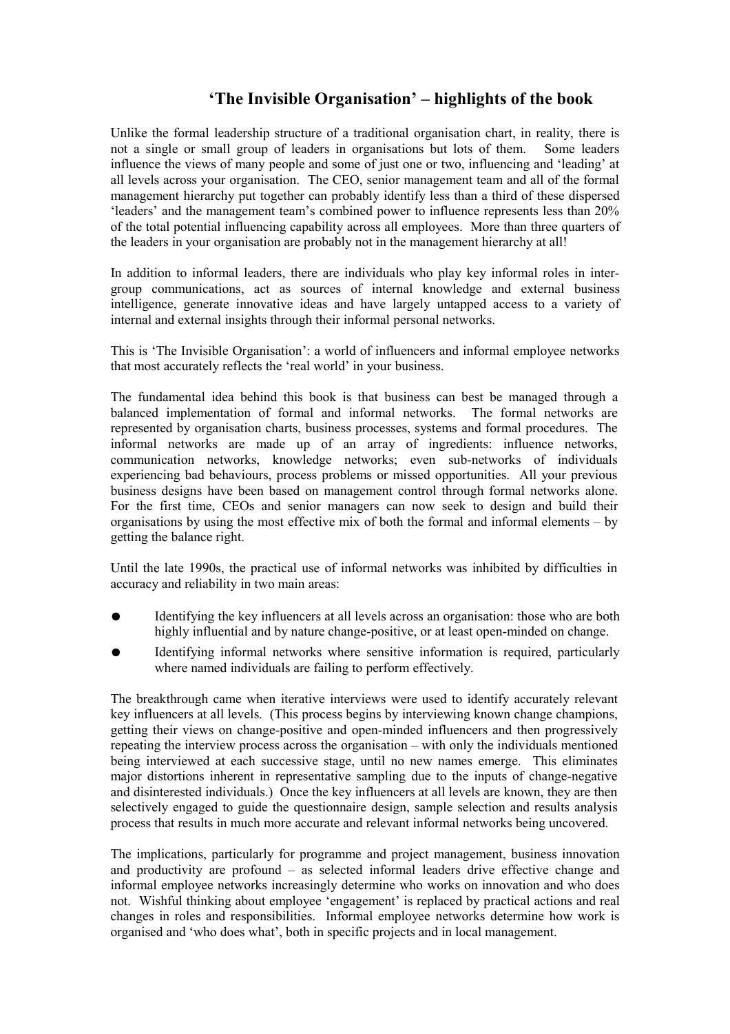# 'The Invisible Organisation' – highlights of the book

Unlike the formal leadership structure of a traditional organisation chart, in reality, there is not a single or small group of leaders in organisations but lots of them. Some leaders influence the views of many people and some of just one or two, influencing and 'leading' at all levels across your organisation. The CEO, senior management team and all of the formal management hierarchy put together can probably identify less than a third of these dispersed 'leaders' and the management team's combined power to influence represents less than 20% of the total potential influencing capability across all employees. More than three quarters of the leaders in your organisation are probably not in the management hierarchy at all!

In addition to informal leaders, there are individuals who play key informal roles in inter-group communications, act as sources of internal knowledge and external business intelligence, generate innovative ideas and have largely untapped access to a variety of internal and external insights through their informal personal networks.

This is 'The Invisible Organisation': a world of influencers and informal employee networks that most accurately reflects the 'real world' in your business.

The fundamental idea behind this book is that business can best be managed through a balanced implementation of formal and informal networks. The formal networks are represented by organisation charts, business processes, systems and formal procedures. The informal networks are made up of an array of ingredients: influence networks, communication networks, knowledge networks; even sub-networks of individuals experiencing bad behaviours, process problems or missed opportunities. All your previous business designs have been based on management control through formal networks alone. For the first time, CEOs and senior managers can now seek to design and build their organisations by using the most effective mix of both the formal and informal elements – by getting the balance right.

Until the late 1990s, the practical use of informal networks was inhibited by difficulties in accuracy and reliability in two main areas:

- Identifying the key influencers at all levels across an organisation: those who are both highly influential and by nature change-positive, or at least open-minded on change.
- Identifying informal networks where sensitive information is required, particularly where named individuals are failing to perform effectively.

The breakthrough came when iterative interviews were used to identify accurately relevant key influencers at all levels. (This process begins by interviewing known change champions, getting their views on change-positive and open-minded influencers and then progressively repeating the interview process across the organisation – with only the individuals mentioned being interviewed at each successive stage, until no new names emerge. This eliminates major distortions inherent in representative sampling due to the inputs of change-negative and disinterested individuals.) Once the key influencers at all levels are known, they are then selectively engaged to guide the questionnaire design, sample selection and results analysis process that results in much more accurate and relevant informal networks being uncovered.

The implications, particularly for programme and project management, business innovation and productivity are profound – as selected informal leaders drive effective change and informal employee networks increasingly determine who works on innovation and who does not. Wishful thinking about employee 'engagement' is replaced by practical actions and real changes in roles and responsibilities. Informal employee networks determine how work is organised and 'who does what', both in specific projects and in local management.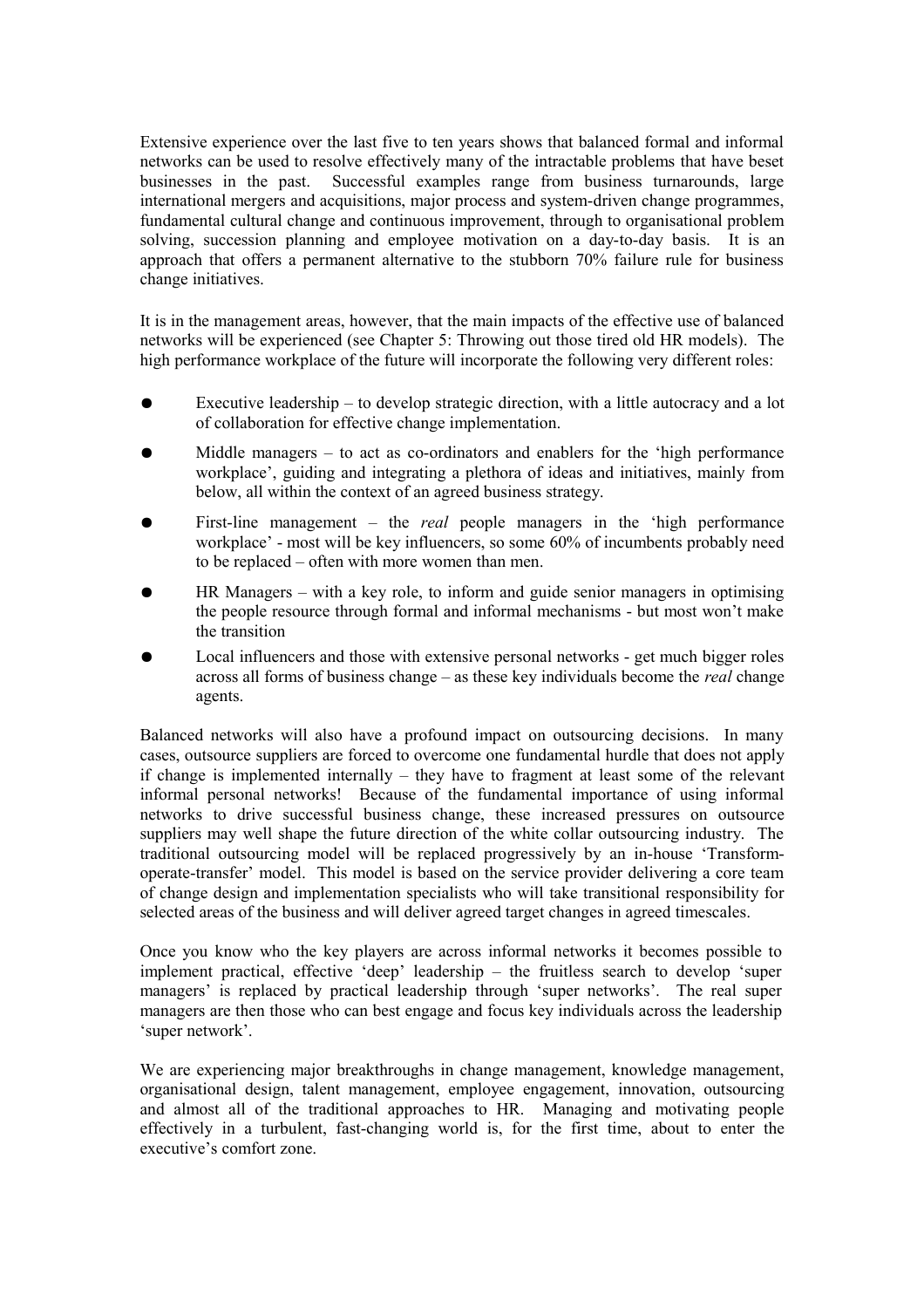Extensive experience over the last five to ten years shows that balanced formal and informal networks can be used to resolve effectively many of the intractable problems that have beset businesses in the past. Successful examples range from business turnarounds, large international mergers and acquisitions, major process and system-driven change programmes, fundamental cultural change and continuous improvement, through to organisational problem solving, succession planning and employee motivation on a day-to-day basis. It is an approach that offers a permanent alternative to the stubborn 70% failure rule for business change initiatives.

It is in the management areas, however, that the main impacts of the effective use of balanced networks will be experienced (see Chapter 5: Throwing out those tired old HR models). The high performance workplace of the future will incorporate the following very different roles:

- Executive leadership – to develop strategic direction, with a little autocracy and a lot of collaboration for effective change implementation.
- Middle managers – to act as co-ordinators and enablers for the 'high performance workplace', guiding and integrating a plethora of ideas and initiatives, mainly from below, all within the context of an agreed business strategy.
- First-line management – the *real* people managers in the 'high performance workplace' - most will be key influencers, so some 60% of incumbents probably need to be replaced – often with more women than men.
- HR Managers – with a key role, to inform and guide senior managers in optimising the people resource through formal and informal mechanisms - but most won't make the transition
- Local influencers and those with extensive personal networks - get much bigger roles across all forms of business change – as these key individuals become the *real* change agents.

Balanced networks will also have a profound impact on outsourcing decisions. In many cases, outsource suppliers are forced to overcome one fundamental hurdle that does not apply if change is implemented internally – they have to fragment at least some of the relevant informal personal networks! Because of the fundamental importance of using informal networks to drive successful business change, these increased pressures on outsource suppliers may well shape the future direction of the white collar outsourcing industry. The traditional outsourcing model will be replaced progressively by an in-house 'Transform-operate-transfer' model. This model is based on the service provider delivering a core team of change design and implementation specialists who will take transitional responsibility for selected areas of the business and will deliver agreed target changes in agreed timescales.

Once you know who the key players are across informal networks it becomes possible to implement practical, effective 'deep' leadership – the fruitless search to develop 'super managers' is replaced by practical leadership through 'super networks'. The real super managers are then those who can best engage and focus key individuals across the leadership 'super network'.

We are experiencing major breakthroughs in change management, knowledge management, organisational design, talent management, employee engagement, innovation, outsourcing and almost all of the traditional approaches to HR. Managing and motivating people effectively in a turbulent, fast-changing world is, for the first time, about to enter the executive's comfort zone.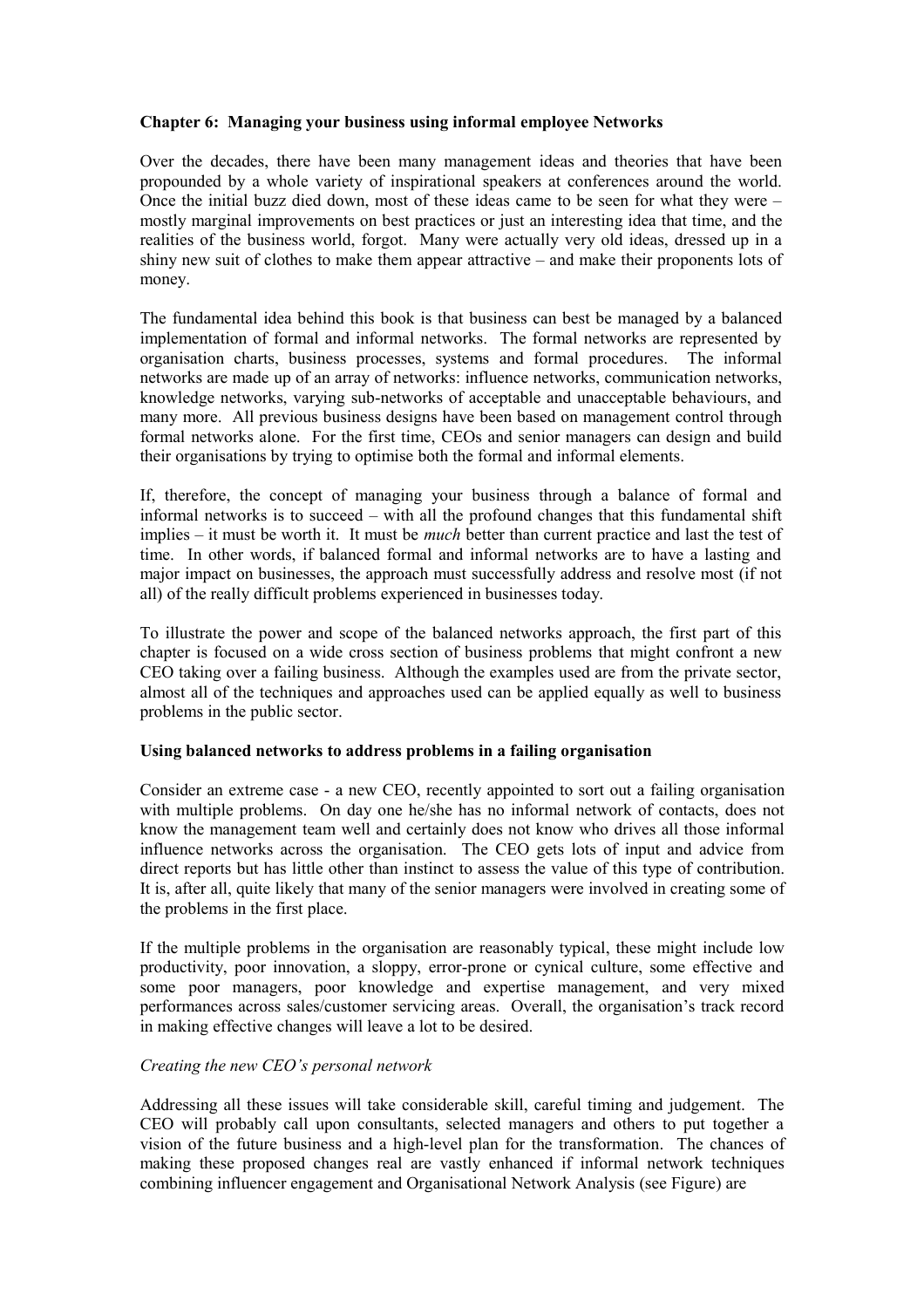**Chapter 6: Managing your business using informal employee Networks**

Over the decades, there have been many management ideas and theories that have been propounded by a whole variety of inspirational speakers at conferences around the world. Once the initial buzz died down, most of these ideas came to be seen for what they were – mostly marginal improvements on best practices or just an interesting idea that time, and the realities of the business world, forgot. Many were actually very old ideas, dressed up in a shiny new suit of clothes to make them appear attractive – and make their proponents lots of money.

The fundamental idea behind this book is that business can best be managed by a balanced implementation of formal and informal networks. The formal networks are represented by organisation charts, business processes, systems and formal procedures. The informal networks are made up of an array of networks: influence networks, communication networks, knowledge networks, varying sub-networks of acceptable and unacceptable behaviours, and many more. All previous business designs have been based on management control through formal networks alone. For the first time, CEOs and senior managers can design and build their organisations by trying to optimise both the formal and informal elements.

If, therefore, the concept of managing your business through a balance of formal and informal networks is to succeed – with all the profound changes that this fundamental shift implies – it must be worth it. It must be *much* better than current practice and last the test of time. In other words, if balanced formal and informal networks are to have a lasting and major impact on businesses, the approach must successfully address and resolve most (if not all) of the really difficult problems experienced in businesses today.

To illustrate the power and scope of the balanced networks approach, the first part of this chapter is focused on a wide cross section of business problems that might confront a new CEO taking over a failing business. Although the examples used are from the private sector, almost all of the techniques and approaches used can be applied equally as well to business problems in the public sector.

**Using balanced networks to address problems in a failing organisation**

Consider an extreme case - a new CEO, recently appointed to sort out a failing organisation with multiple problems. On day one he/she has no informal network of contacts, does not know the management team well and certainly does not know who drives all those informal influence networks across the organisation. The CEO gets lots of input and advice from direct reports but has little other than instinct to assess the value of this type of contribution. It is, after all, quite likely that many of the senior managers were involved in creating some of the problems in the first place.

If the multiple problems in the organisation are reasonably typical, these might include low productivity, poor innovation, a sloppy, error-prone or cynical culture, some effective and some poor managers, poor knowledge and expertise management, and very mixed performances across sales/customer servicing areas. Overall, the organisation's track record in making effective changes will leave a lot to be desired.

*Creating the new CEO's personal network*

Addressing all these issues will take considerable skill, careful timing and judgement. The CEO will probably call upon consultants, selected managers and others to put together a vision of the future business and a high-level plan for the transformation. The chances of making these proposed changes real are vastly enhanced if informal network techniques combining influencer engagement and Organisational Network Analysis (see Figure) are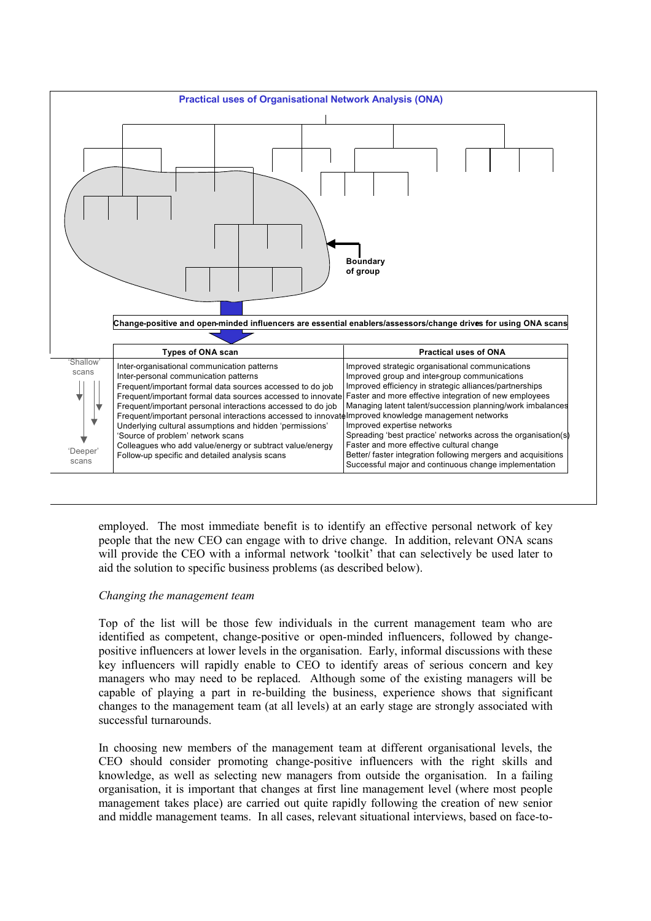**Practical uses of Organisational Network Analysis (ONA)**

Boundary of group

**Change-positive and open-minded influencers are essential enablers/assessors/change drives for using ONA scans**

| | Types of ONA scan | Practical uses of ONA |
|---|---|---|
| 'Shallow' scans | Inter-organisational communication patterns | Improved strategic organisational communications |
| | Inter-personal communication patterns | Improved group and inter-group communications |
| | Frequent/important formal data sources accessed to do job | Improved efficiency in strategic alliances/partnerships |
| | Frequent/important formal data sources accessed to innovate | Faster and more effective integration of new employees |
| | Frequent/important personal interactions accessed to do job | Managing latent talent/succession planning/work imbalances |
| | Frequent/important personal interactions accessed to innovate | Improved knowledge management networks |
| | Underlying cultural assumptions and hidden 'permissions' | Improved expertise networks |
| | 'Source of problem' network scans | Spreading 'best practice' networks across the organisation(s) |
| | Colleagues who add value/energy or subtract value/energy | Faster and more effective cultural change |
| 'Deeper' scans | Follow-up specific and detailed analysis scans | Better/ faster integration following mergers and acquisitions |
| | | Successful major and continuous change implementation |

employed. The most immediate benefit is to identify an effective personal network of key people that the new CEO can engage with to drive change. In addition, relevant ONA scans will provide the CEO with a informal network 'toolkit' that can selectively be used later to aid the solution to specific business problems (as described below).

*Changing the management team*

Top of the list will be those few individuals in the current management team who are identified as competent, change-positive or open-minded influencers, followed by change-positive influencers at lower levels in the organisation. Early, informal discussions with these key influencers will rapidly enable to CEO to identify areas of serious concern and key managers who may need to be replaced. Although some of the existing managers will be capable of playing a part in re-building the business, experience shows that significant changes to the management team (at all levels) at an early stage are strongly associated with successful turnarounds.

In choosing new members of the management team at different organisational levels, the CEO should consider promoting change-positive influencers with the right skills and knowledge, as well as selecting new managers from outside the organisation. In a failing organisation, it is important that changes at first line management level (where most people management takes place) are carried out quite rapidly following the creation of new senior and middle management teams. In all cases, relevant situational interviews, based on face-to-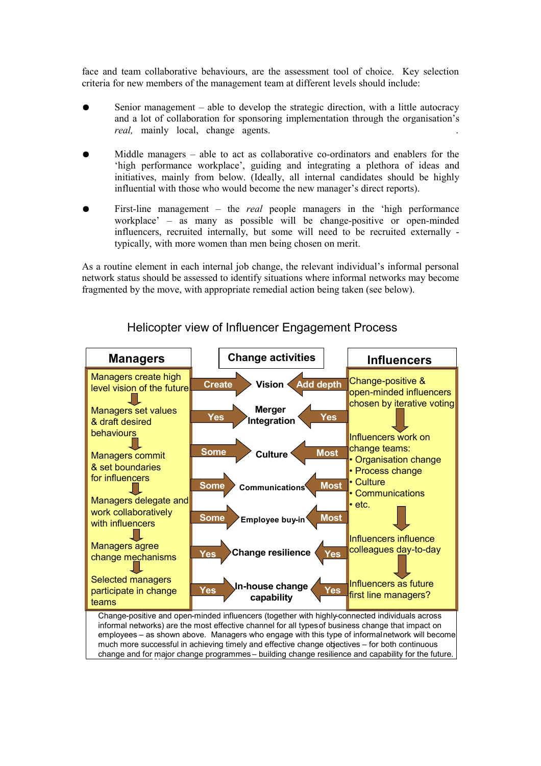face and team collaborative behaviours, are the assessment tool of choice. Key selection criteria for new members of the management team at different levels should include:

- Senior management – able to develop the strategic direction, with a little autocracy and a lot of collaboration for sponsoring implementation through the organisation's *real,* mainly local, change agents.
- Middle managers – able to act as collaborative co-ordinators and enablers for the 'high performance workplace', guiding and integrating a plethora of ideas and initiatives, mainly from below. (Ideally, all internal candidates should be highly influential with those who would become the new manager's direct reports).
- First-line management – the *real* people managers in the 'high performance workplace' – as many as possible will be change-positive or open-minded influencers, recruited internally, but some will need to be recruited externally - typically, with more women than men being chosen on merit.

As a routine element in each internal job change, the relevant individual's informal personal network status should be assessed to identify situations where informal networks may become fragmented by the move, with appropriate remedial action being taken (see below).

### Helicopter view of Influencer Engagement Process

| Managers | | Change activities | | Influencers |
|---|---|---|---|---|
| Managers create high level vision of the future | Create | Vision | Add depth | Change-positive & open-minded influencers chosen by iterative voting |
| Managers set values & draft desired behaviours | Yes | Merger Integration | Yes | |
| Managers commit & set boundaries for influencers | Some | Culture | Most | Influencers work on change teams: • Organisation change • Process change • Culture • Communications • etc. |
| Managers delegate and work collaboratively with influencers | Some | Communications | Most | |
| | Some | Employee buy-in | Most | |
| Managers agree change mechanisms | Yes | Change resilience | Yes | Influencers influence colleagues day-to-day |
| Selected managers participate in change teams | Yes | In-house change capability | Yes | Influencers as future first line managers? |

Change-positive and open-minded influencers (together with highly-connected individuals across informal networks) are the most effective channel for all types of business change that impact on employees – as shown above. Managers who engage with this type of informal network will become much more successful in achieving timely and effective change objectives – for both continuous change and for major change programmes – building change resilience and capability for the future.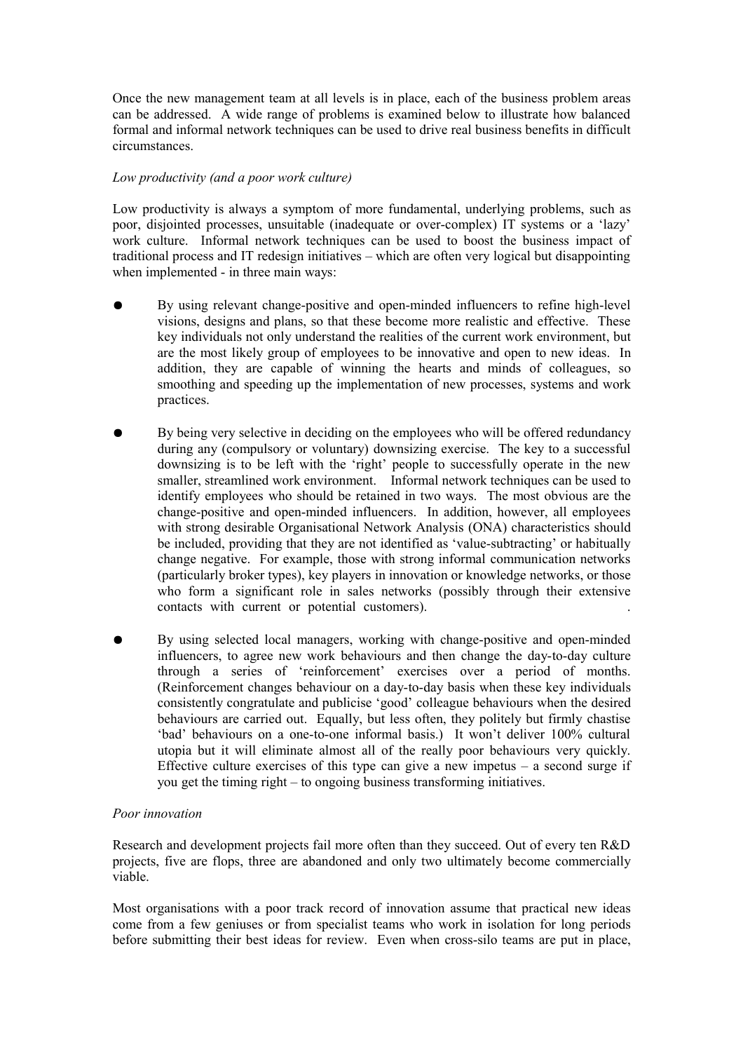Once the new management team at all levels is in place, each of the business problem areas can be addressed. A wide range of problems is examined below to illustrate how balanced formal and informal network techniques can be used to drive real business benefits in difficult circumstances.

*Low productivity (and a poor work culture)*

Low productivity is always a symptom of more fundamental, underlying problems, such as poor, disjointed processes, unsuitable (inadequate or over-complex) IT systems or a 'lazy' work culture. Informal network techniques can be used to boost the business impact of traditional process and IT redesign initiatives – which are often very logical but disappointing when implemented - in three main ways:

- By using relevant change-positive and open-minded influencers to refine high-level visions, designs and plans, so that these become more realistic and effective. These key individuals not only understand the realities of the current work environment, but are the most likely group of employees to be innovative and open to new ideas. In addition, they are capable of winning the hearts and minds of colleagues, so smoothing and speeding up the implementation of new processes, systems and work practices.

- By being very selective in deciding on the employees who will be offered redundancy during any (compulsory or voluntary) downsizing exercise. The key to a successful downsizing is to be left with the 'right' people to successfully operate in the new smaller, streamlined work environment. Informal network techniques can be used to identify employees who should be retained in two ways. The most obvious are the change-positive and open-minded influencers. In addition, however, all employees with strong desirable Organisational Network Analysis (ONA) characteristics should be included, providing that they are not identified as 'value-subtracting' or habitually change negative. For example, those with strong informal communication networks (particularly broker types), key players in innovation or knowledge networks, or those who form a significant role in sales networks (possibly through their extensive contacts with current or potential customers).

- By using selected local managers, working with change-positive and open-minded influencers, to agree new work behaviours and then change the day-to-day culture through a series of 'reinforcement' exercises over a period of months. (Reinforcement changes behaviour on a day-to-day basis when these key individuals consistently congratulate and publicise 'good' colleague behaviours when the desired behaviours are carried out. Equally, but less often, they politely but firmly chastise 'bad' behaviours on a one-to-one informal basis.) It won't deliver 100% cultural utopia but it will eliminate almost all of the really poor behaviours very quickly. Effective culture exercises of this type can give a new impetus – a second surge if you get the timing right – to ongoing business transforming initiatives.

*Poor innovation*

Research and development projects fail more often than they succeed. Out of every ten R&D projects, five are flops, three are abandoned and only two ultimately become commercially viable.

Most organisations with a poor track record of innovation assume that practical new ideas come from a few geniuses or from specialist teams who work in isolation for long periods before submitting their best ideas for review. Even when cross-silo teams are put in place,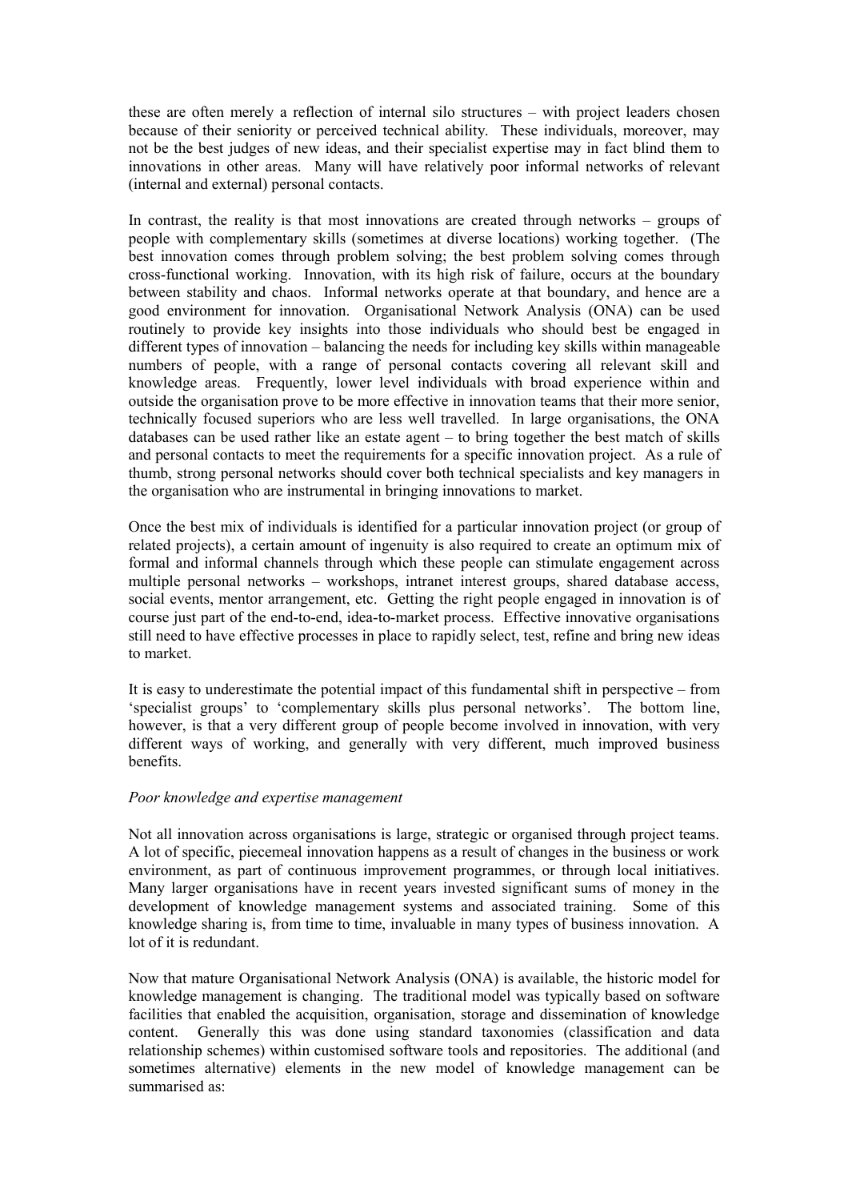these are often merely a reflection of internal silo structures – with project leaders chosen because of their seniority or perceived technical ability. These individuals, moreover, may not be the best judges of new ideas, and their specialist expertise may in fact blind them to innovations in other areas. Many will have relatively poor informal networks of relevant (internal and external) personal contacts.

In contrast, the reality is that most innovations are created through networks – groups of people with complementary skills (sometimes at diverse locations) working together. (The best innovation comes through problem solving; the best problem solving comes through cross-functional working. Innovation, with its high risk of failure, occurs at the boundary between stability and chaos. Informal networks operate at that boundary, and hence are a good environment for innovation. Organisational Network Analysis (ONA) can be used routinely to provide key insights into those individuals who should best be engaged in different types of innovation – balancing the needs for including key skills within manageable numbers of people, with a range of personal contacts covering all relevant skill and knowledge areas. Frequently, lower level individuals with broad experience within and outside the organisation prove to be more effective in innovation teams that their more senior, technically focused superiors who are less well travelled. In large organisations, the ONA databases can be used rather like an estate agent – to bring together the best match of skills and personal contacts to meet the requirements for a specific innovation project. As a rule of thumb, strong personal networks should cover both technical specialists and key managers in the organisation who are instrumental in bringing innovations to market.

Once the best mix of individuals is identified for a particular innovation project (or group of related projects), a certain amount of ingenuity is also required to create an optimum mix of formal and informal channels through which these people can stimulate engagement across multiple personal networks – workshops, intranet interest groups, shared database access, social events, mentor arrangement, etc. Getting the right people engaged in innovation is of course just part of the end-to-end, idea-to-market process. Effective innovative organisations still need to have effective processes in place to rapidly select, test, refine and bring new ideas to market.

It is easy to underestimate the potential impact of this fundamental shift in perspective – from 'specialist groups' to 'complementary skills plus personal networks'. The bottom line, however, is that a very different group of people become involved in innovation, with very different ways of working, and generally with very different, much improved business benefits.

*Poor knowledge and expertise management*

Not all innovation across organisations is large, strategic or organised through project teams. A lot of specific, piecemeal innovation happens as a result of changes in the business or work environment, as part of continuous improvement programmes, or through local initiatives. Many larger organisations have in recent years invested significant sums of money in the development of knowledge management systems and associated training. Some of this knowledge sharing is, from time to time, invaluable in many types of business innovation. A lot of it is redundant.

Now that mature Organisational Network Analysis (ONA) is available, the historic model for knowledge management is changing. The traditional model was typically based on software facilities that enabled the acquisition, organisation, storage and dissemination of knowledge content. Generally this was done using standard taxonomies (classification and data relationship schemes) within customised software tools and repositories. The additional (and sometimes alternative) elements in the new model of knowledge management can be summarised as: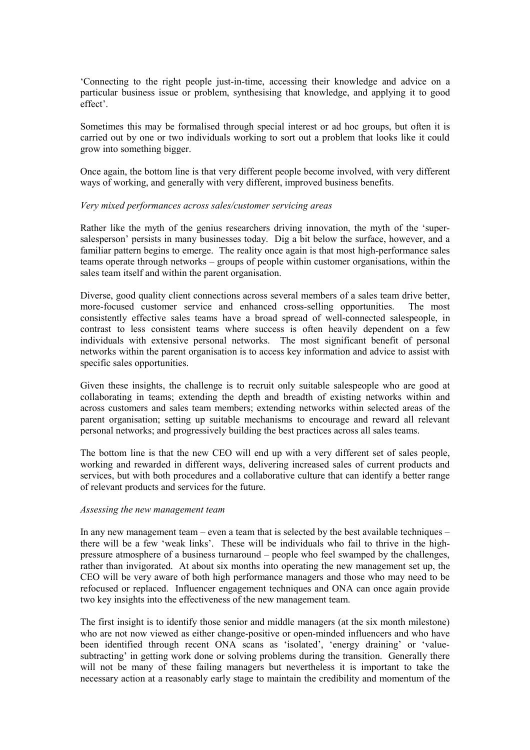'Connecting to the right people just-in-time, accessing their knowledge and advice on a particular business issue or problem, synthesising that knowledge, and applying it to good effect'.

Sometimes this may be formalised through special interest or ad hoc groups, but often it is carried out by one or two individuals working to sort out a problem that looks like it could grow into something bigger.

Once again, the bottom line is that very different people become involved, with very different ways of working, and generally with very different, improved business benefits.

*Very mixed performances across sales/customer servicing areas*

Rather like the myth of the genius researchers driving innovation, the myth of the 'super-salesperson' persists in many businesses today. Dig a bit below the surface, however, and a familiar pattern begins to emerge. The reality once again is that most high-performance sales teams operate through networks – groups of people within customer organisations, within the sales team itself and within the parent organisation.

Diverse, good quality client connections across several members of a sales team drive better, more-focused customer service and enhanced cross-selling opportunities. The most consistently effective sales teams have a broad spread of well-connected salespeople, in contrast to less consistent teams where success is often heavily dependent on a few individuals with extensive personal networks. The most significant benefit of personal networks within the parent organisation is to access key information and advice to assist with specific sales opportunities.

Given these insights, the challenge is to recruit only suitable salespeople who are good at collaborating in teams; extending the depth and breadth of existing networks within and across customers and sales team members; extending networks within selected areas of the parent organisation; setting up suitable mechanisms to encourage and reward all relevant personal networks; and progressively building the best practices across all sales teams.

The bottom line is that the new CEO will end up with a very different set of sales people, working and rewarded in different ways, delivering increased sales of current products and services, but with both procedures and a collaborative culture that can identify a better range of relevant products and services for the future.

*Assessing the new management team*

In any new management team – even a team that is selected by the best available techniques – there will be a few 'weak links'. These will be individuals who fail to thrive in the high-pressure atmosphere of a business turnaround – people who feel swamped by the challenges, rather than invigorated. At about six months into operating the new management set up, the CEO will be very aware of both high performance managers and those who may need to be refocused or replaced. Influencer engagement techniques and ONA can once again provide two key insights into the effectiveness of the new management team.

The first insight is to identify those senior and middle managers (at the six month milestone) who are not now viewed as either change-positive or open-minded influencers and who have been identified through recent ONA scans as 'isolated', 'energy draining' or 'value-subtracting' in getting work done or solving problems during the transition. Generally there will not be many of these failing managers but nevertheless it is important to take the necessary action at a reasonably early stage to maintain the credibility and momentum of the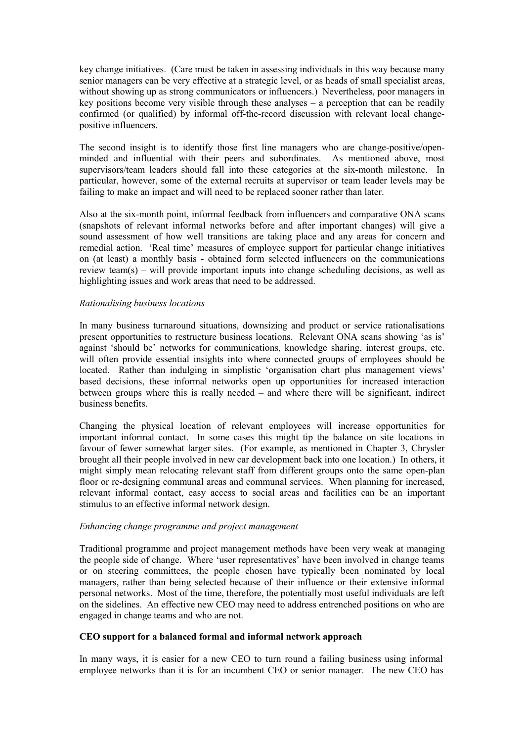key change initiatives. (Care must be taken in assessing individuals in this way because many senior managers can be very effective at a strategic level, or as heads of small specialist areas, without showing up as strong communicators or influencers.) Nevertheless, poor managers in key positions become very visible through these analyses – a perception that can be readily confirmed (or qualified) by informal off-the-record discussion with relevant local change-positive influencers.

The second insight is to identify those first line managers who are change-positive/open-minded and influential with their peers and subordinates. As mentioned above, most supervisors/team leaders should fall into these categories at the six-month milestone. In particular, however, some of the external recruits at supervisor or team leader levels may be failing to make an impact and will need to be replaced sooner rather than later.

Also at the six-month point, informal feedback from influencers and comparative ONA scans (snapshots of relevant informal networks before and after important changes) will give a sound assessment of how well transitions are taking place and any areas for concern and remedial action. 'Real time' measures of employee support for particular change initiatives on (at least) a monthly basis - obtained form selected influencers on the communications review team(s) – will provide important inputs into change scheduling decisions, as well as highlighting issues and work areas that need to be addressed.

*Rationalising business locations*

In many business turnaround situations, downsizing and product or service rationalisations present opportunities to restructure business locations. Relevant ONA scans showing 'as is' against 'should be' networks for communications, knowledge sharing, interest groups, etc. will often provide essential insights into where connected groups of employees should be located. Rather than indulging in simplistic 'organisation chart plus management views' based decisions, these informal networks open up opportunities for increased interaction between groups where this is really needed – and where there will be significant, indirect business benefits.

Changing the physical location of relevant employees will increase opportunities for important informal contact. In some cases this might tip the balance on site locations in favour of fewer somewhat larger sites. (For example, as mentioned in Chapter 3, Chrysler brought all their people involved in new car development back into one location.) In others, it might simply mean relocating relevant staff from different groups onto the same open-plan floor or re-designing communal areas and communal services. When planning for increased, relevant informal contact, easy access to social areas and facilities can be an important stimulus to an effective informal network design.

*Enhancing change programme and project management*

Traditional programme and project management methods have been very weak at managing the people side of change. Where 'user representatives' have been involved in change teams or on steering committees, the people chosen have typically been nominated by local managers, rather than being selected because of their influence or their extensive informal personal networks. Most of the time, therefore, the potentially most useful individuals are left on the sidelines. An effective new CEO may need to address entrenched positions on who are engaged in change teams and who are not.

**CEO support for a balanced formal and informal network approach**

In many ways, it is easier for a new CEO to turn round a failing business using informal employee networks than it is for an incumbent CEO or senior manager. The new CEO has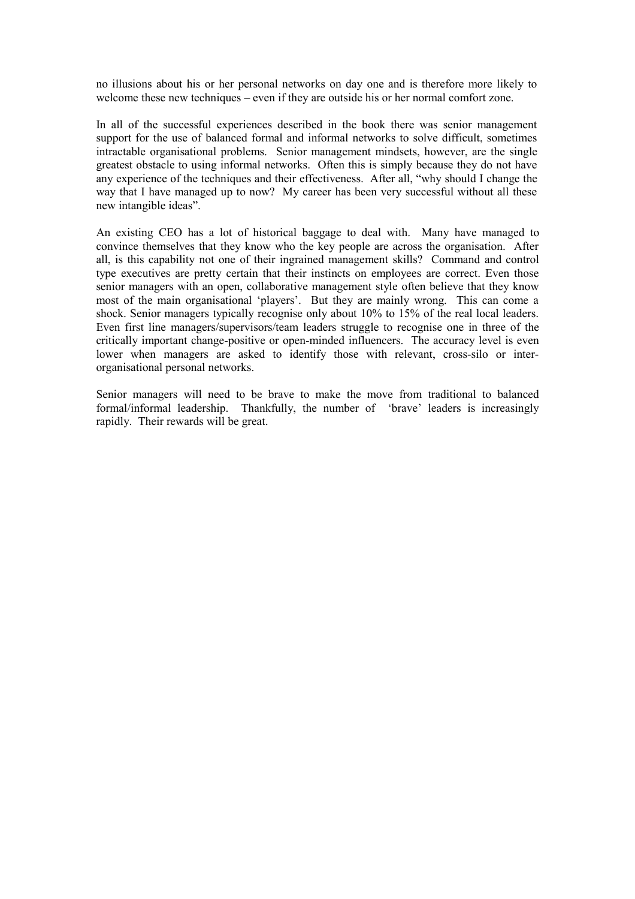no illusions about his or her personal networks on day one and is therefore more likely to welcome these new techniques – even if they are outside his or her normal comfort zone.

In all of the successful experiences described in the book there was senior management support for the use of balanced formal and informal networks to solve difficult, sometimes intractable organisational problems. Senior management mindsets, however, are the single greatest obstacle to using informal networks. Often this is simply because they do not have any experience of the techniques and their effectiveness. After all, "why should I change the way that I have managed up to now? My career has been very successful without all these new intangible ideas".

An existing CEO has a lot of historical baggage to deal with. Many have managed to convince themselves that they know who the key people are across the organisation. After all, is this capability not one of their ingrained management skills? Command and control type executives are pretty certain that their instincts on employees are correct. Even those senior managers with an open, collaborative management style often believe that they know most of the main organisational 'players'. But they are mainly wrong. This can come a shock. Senior managers typically recognise only about 10% to 15% of the real local leaders. Even first line managers/supervisors/team leaders struggle to recognise one in three of the critically important change-positive or open-minded influencers. The accuracy level is even lower when managers are asked to identify those with relevant, cross-silo or inter-organisational personal networks.

Senior managers will need to be brave to make the move from traditional to balanced formal/informal leadership. Thankfully, the number of 'brave' leaders is increasingly rapidly. Their rewards will be great.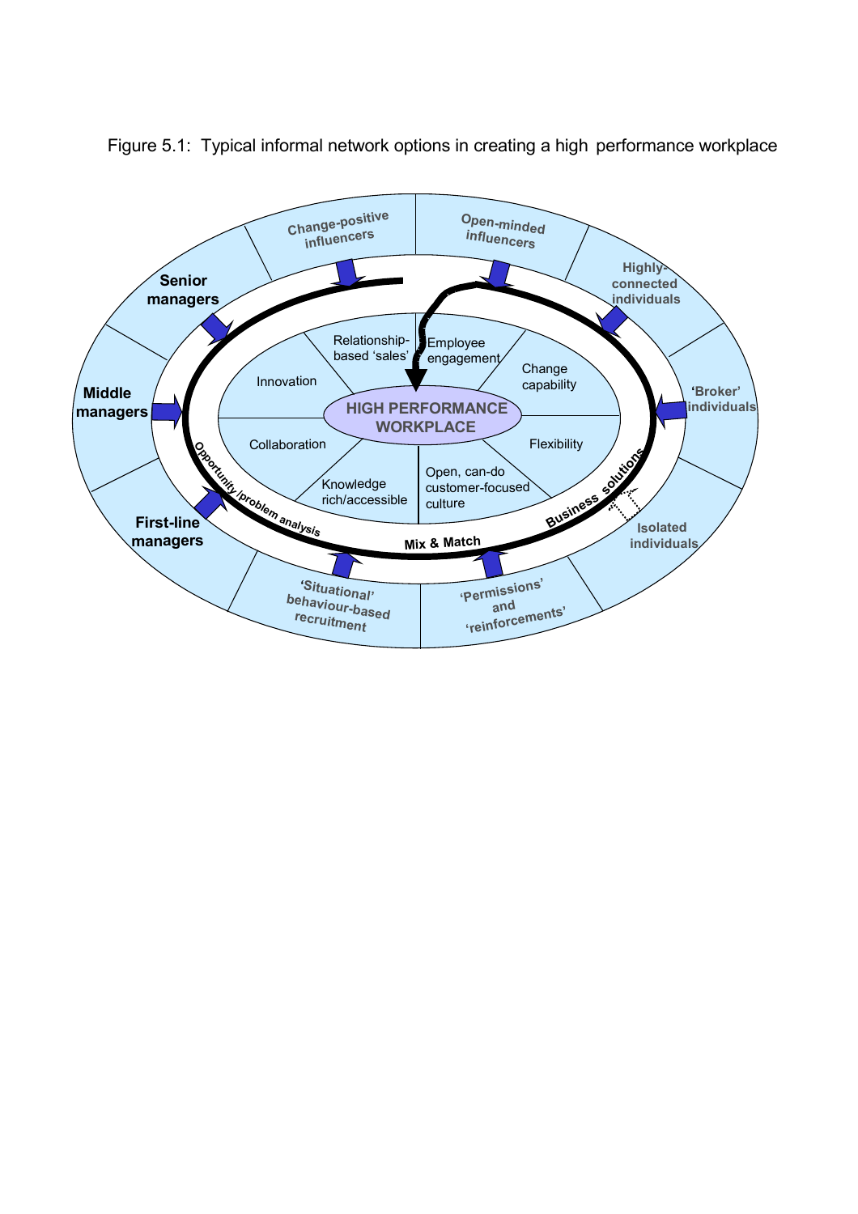Figure 5.1: Typical informal network options in creating a high performance workplace

Change-positive influencers

Open-minded influencers

Highly-connected individuals

'Broker' individuals

Isolated individuals

'Permissions' and 'reinforcements'

'Situational' behaviour-based recruitment

First-line managers

Middle managers

Senior managers

Opportunity /problem analysis

Mix & Match

Business solutions

Relationship-based 'sales'

Employee engagement

Change capability

Innovation

HIGH PERFORMANCE WORKPLACE

Collaboration

Flexibility

Knowledge rich/accessible

Open, can-do customer-focused culture